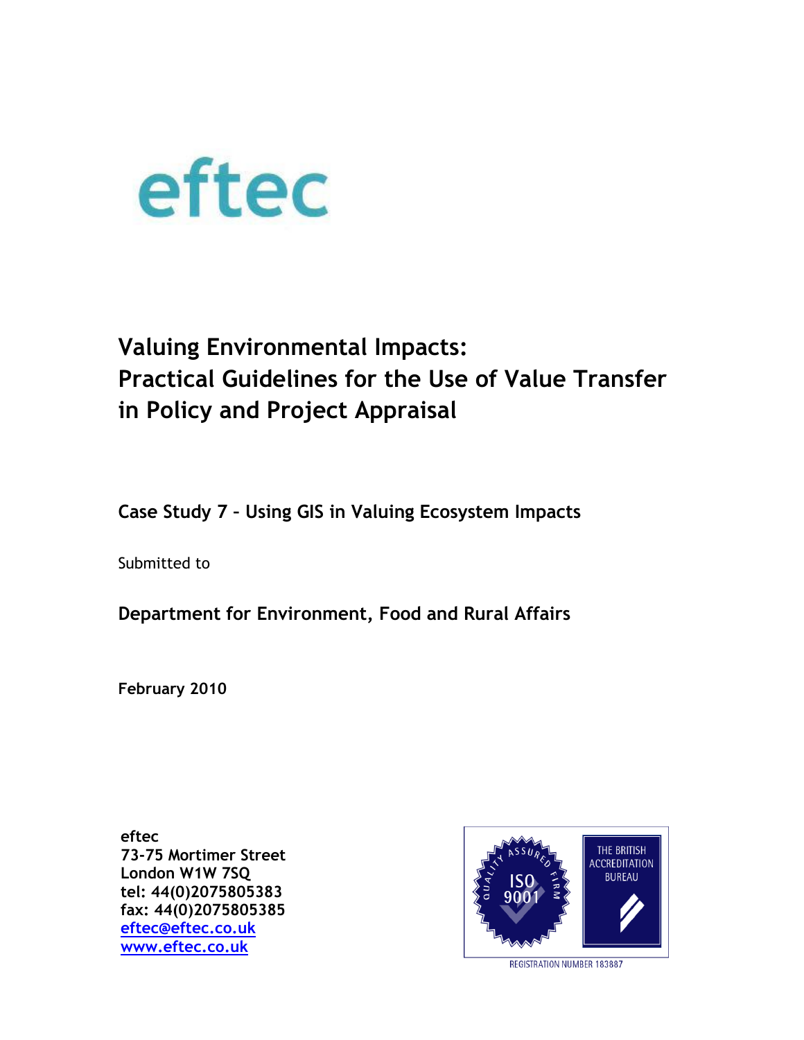eftec

# Valuing Environmental Impacts: Practical Guidelines for the Use of Value Transfer in Policy and Project Appraisal

## Case Study 7 – Using GIS in Valuing Ecosystem Impacts

Submitted to

**Department for Environment, Food and Rural Affairs**

**February 2010**

**eftec**
**73-75 Mortimer Street**
**London W1W 7SQ**
**tel: 44(0)2075805383**
**fax: 44(0)2075805385**
**eftec@eftec.co.uk**
**www.eftec.co.uk**

QUALITY ASSURED FIRM ISO 9001

THE BRITISH ACCREDITATION BUREAU

REGISTRATION NUMBER 183887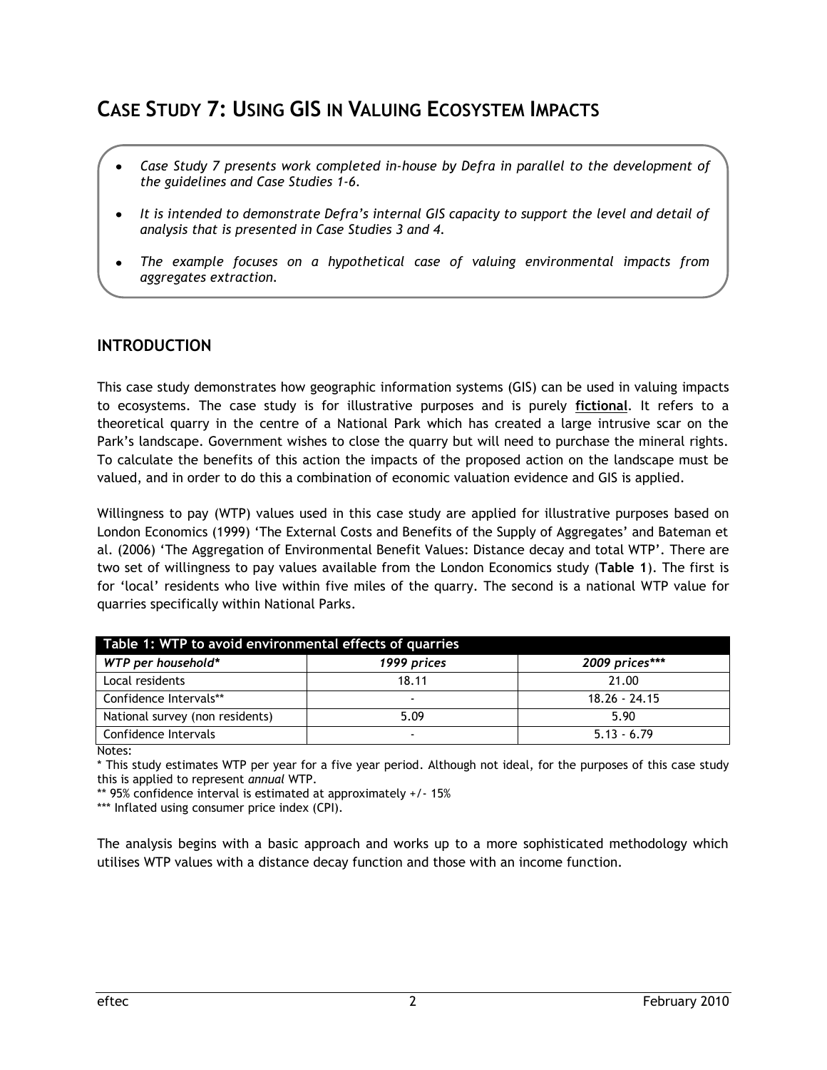# CASE STUDY 7: USING GIS IN VALUING ECOSYSTEM IMPACTS

- *Case Study 7 presents work completed in-house by Defra in parallel to the development of the guidelines and Case Studies 1-6.*
- *It is intended to demonstrate Defra's internal GIS capacity to support the level and detail of analysis that is presented in Case Studies 3 and 4.*
- *The example focuses on a hypothetical case of valuing environmental impacts from aggregates extraction.*

## INTRODUCTION

This case study demonstrates how geographic information systems (GIS) can be used in valuing impacts to ecosystems. The case study is for illustrative purposes and is purely **fictional**. It refers to a theoretical quarry in the centre of a National Park which has created a large intrusive scar on the Park's landscape. Government wishes to close the quarry but will need to purchase the mineral rights. To calculate the benefits of this action the impacts of the proposed action on the landscape must be valued, and in order to do this a combination of economic valuation evidence and GIS is applied.

Willingness to pay (WTP) values used in this case study are applied for illustrative purposes based on London Economics (1999) 'The External Costs and Benefits of the Supply of Aggregates' and Bateman et al. (2006) 'The Aggregation of Environmental Benefit Values: Distance decay and total WTP'. There are two set of willingness to pay values available from the London Economics study (**Table 1**). The first is for 'local' residents who live within five miles of the quarry. The second is a national WTP value for quarries specifically within National Parks.

| Table 1: WTP to avoid environmental effects of quarries | | |
|---|---|---|
| *WTP per household** | *1999 prices* | *2009 prices**** |
| Local residents | 18.11 | 21.00 |
| Confidence Intervals** | - | 18.26 - 24.15 |
| National survey (non residents) | 5.09 | 5.90 |
| Confidence Intervals | - | 5.13 - 6.79 |

Notes:
* This study estimates WTP per year for a five year period. Although not ideal, for the purposes of this case study this is applied to represent *annual* WTP.
** 95% confidence interval is estimated at approximately +/- 15%
*** Inflated using consumer price index (CPI).

The analysis begins with a basic approach and works up to a more sophisticated methodology which utilises WTP values with a distance decay function and those with an income function.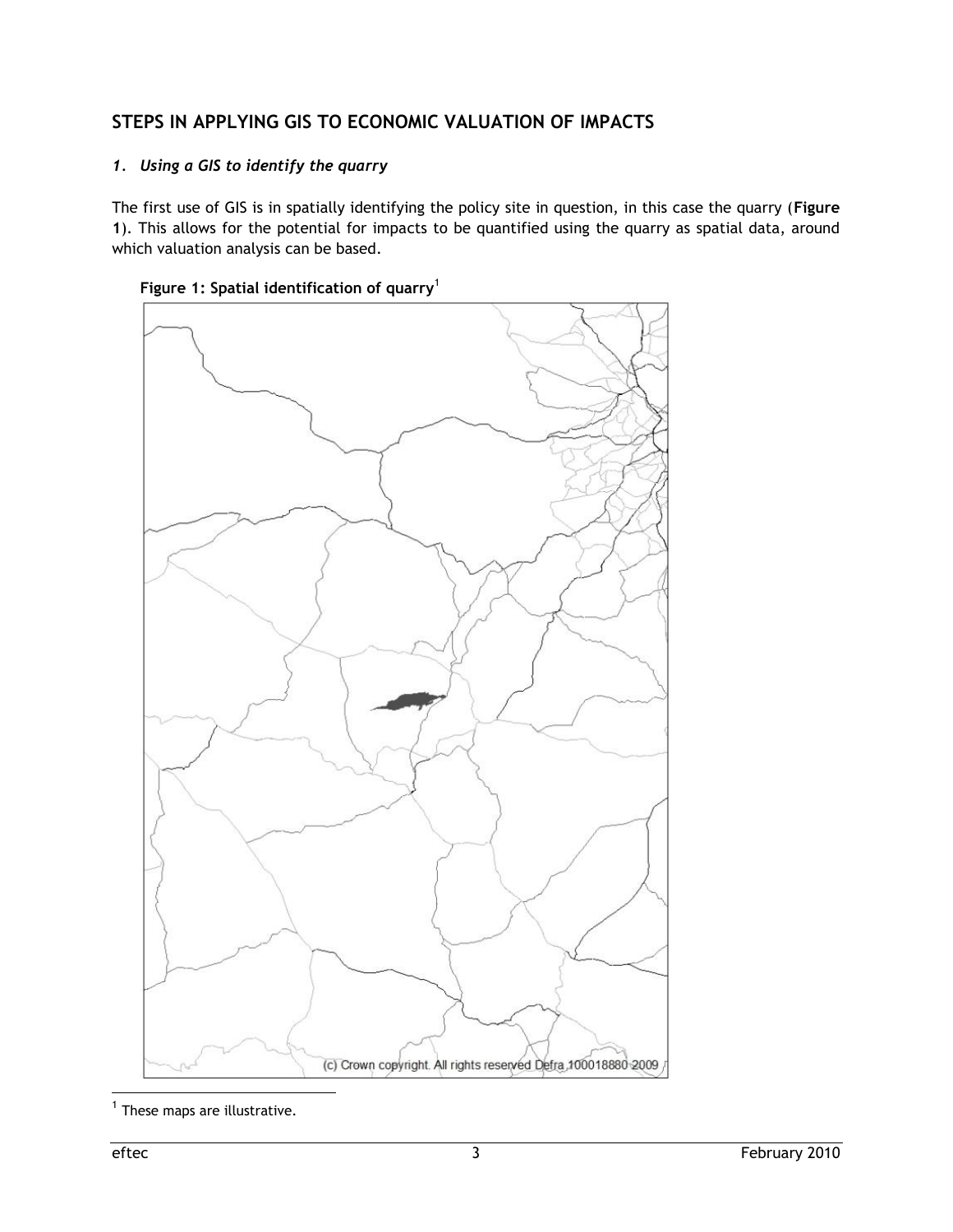## STEPS IN APPLYING GIS TO ECONOMIC VALUATION OF IMPACTS

### *1. Using a GIS to identify the quarry*

The first use of GIS is in spatially identifying the policy site in question, in this case the quarry (**Figure 1**). This allows for the potential for impacts to be quantified using the quarry as spatial data, around which valuation analysis can be based.

**Figure 1: Spatial identification of quarry**[1]

(c) Crown copyright. All rights reserved Defra 100018880 2009

[1] These maps are illustrative.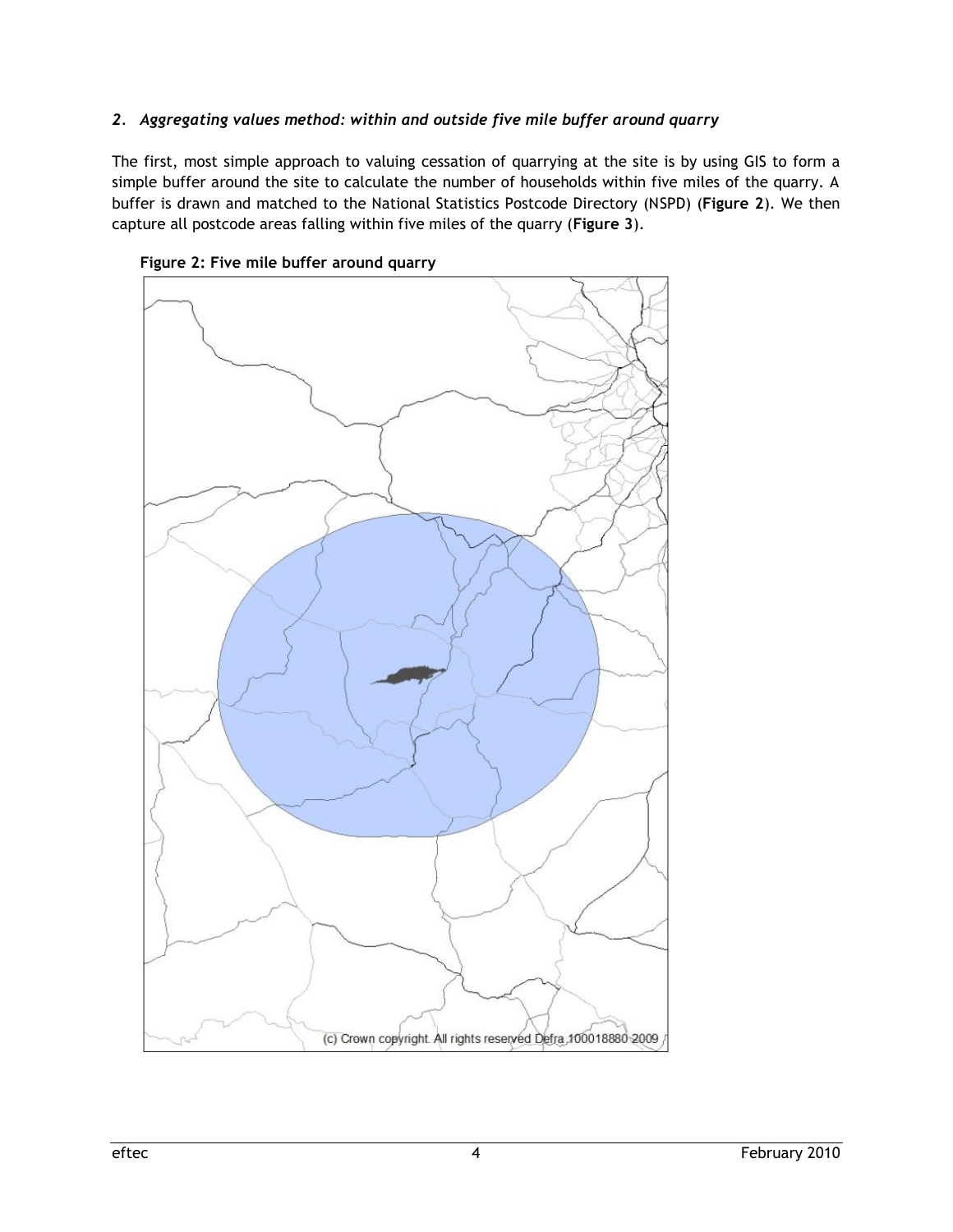### *2. Aggregating values method: within and outside five mile buffer around quarry*

The first, most simple approach to valuing cessation of quarrying at the site is by using GIS to form a simple buffer around the site to calculate the number of households within five miles of the quarry. A buffer is drawn and matched to the National Statistics Postcode Directory (NSPD) (**Figure 2**). We then capture all postcode areas falling within five miles of the quarry (**Figure 3**).

**Figure 2: Five mile buffer around quarry**

(c) Crown copyright. All rights reserved Defra 100018880 2009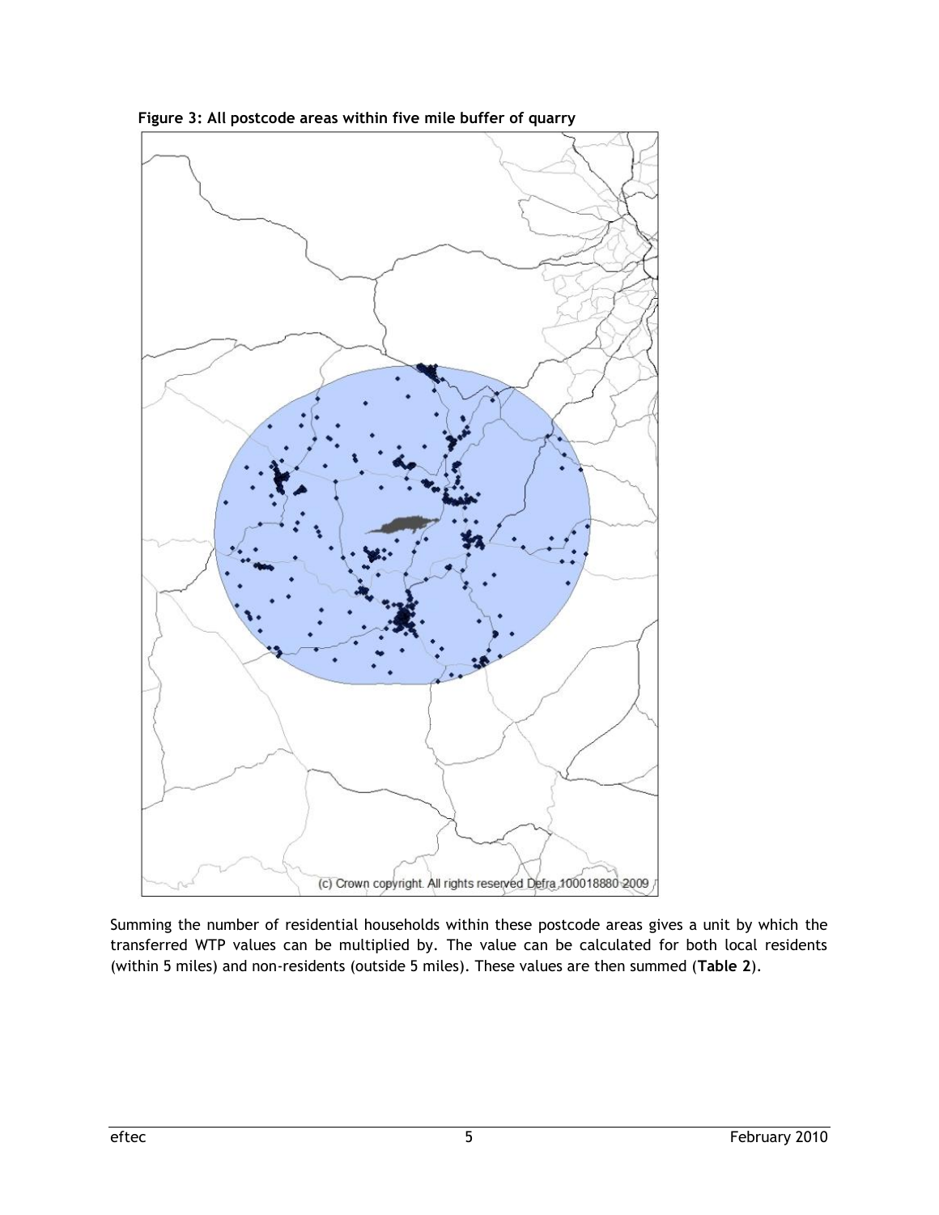**Figure 3: All postcode areas within five mile buffer of quarry**

Summing the number of residential households within these postcode areas gives a unit by which the transferred WTP values can be multiplied by. The value can be calculated for both local residents (within 5 miles) and non-residents (outside 5 miles). These values are then summed (**Table 2**).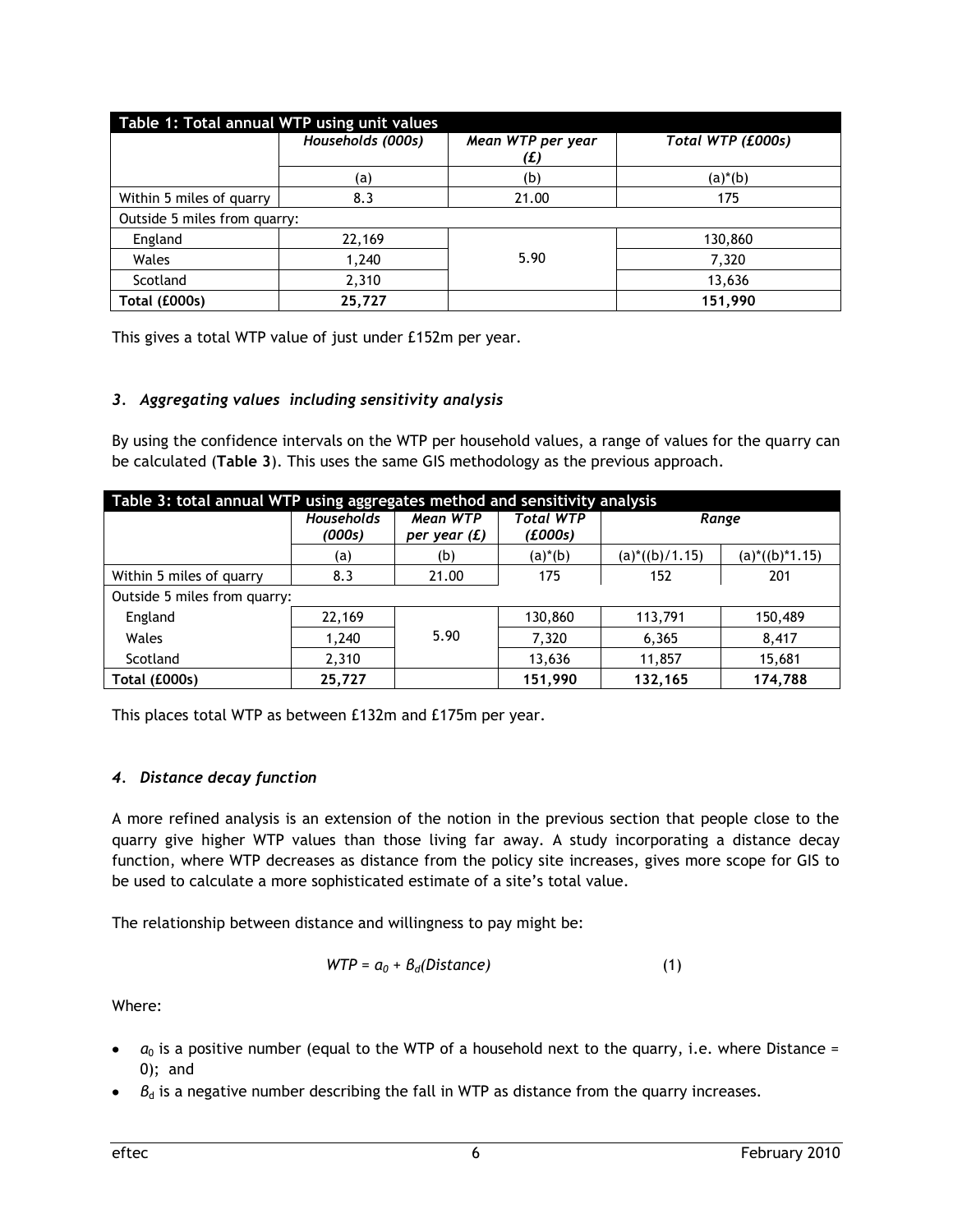| Table 1: Total annual WTP using unit values | | | |
|---|---|---|---|
| | *Households (000s)* | *Mean WTP per year (£)* | *Total WTP (£000s)* |
| | (a) | (b) | (a)*(b) |
| Within 5 miles of quarry | 8.3 | 21.00 | 175 |
| Outside 5 miles from quarry: | | | |
| England | 22,169 | 5.90 | 130,860 |
| Wales | 1,240 | | 7,320 |
| Scotland | 2,310 | | 13,636 |
| **Total (£000s)** | **25,727** | | **151,990** |

This gives a total WTP value of just under £152m per year.

### *3. Aggregating values including sensitivity analysis*

By using the confidence intervals on the WTP per household values, a range of values for the quarry can be calculated (**Table 3**). This uses the same GIS methodology as the previous approach.

| Table 3: total annual WTP using aggregates method and sensitivity analysis | | | | | |
|---|---|---|---|---|---|
| | *Households (000s)* | *Mean WTP per year (£)* | *Total WTP (£000s)* | *Range* | |
| | (a) | (b) | (a)*(b) | (a)*((b)/1.15) | (a)*((b)*1.15) |
| Within 5 miles of quarry | 8.3 | 21.00 | 175 | 152 | 201 |
| Outside 5 miles from quarry: | | | | | |
| England | 22,169 | 5.90 | 130,860 | 113,791 | 150,489 |
| Wales | 1,240 | | 7,320 | 6,365 | 8,417 |
| Scotland | 2,310 | | 13,636 | 11,857 | 15,681 |
| **Total (£000s)** | **25,727** | | **151,990** | **132,165** | **174,788** |

This places total WTP as between £132m and £175m per year.

### *4. Distance decay function*

A more refined analysis is an extension of the notion in the previous section that people close to the quarry give higher WTP values than those living far away. A study incorporating a distance decay function, where WTP decreases as distance from the policy site increases, gives more scope for GIS to be used to calculate a more sophisticated estimate of a site's total value.

The relationship between distance and willingness to pay might be:

$$WTP = a_0 + B_d(Distance) \qquad (1)$$

Where:

- $a_0$ is a positive number (equal to the WTP of a household next to the quarry, i.e. where Distance = 0); and
- $B_d$ is a negative number describing the fall in WTP as distance from the quarry increases.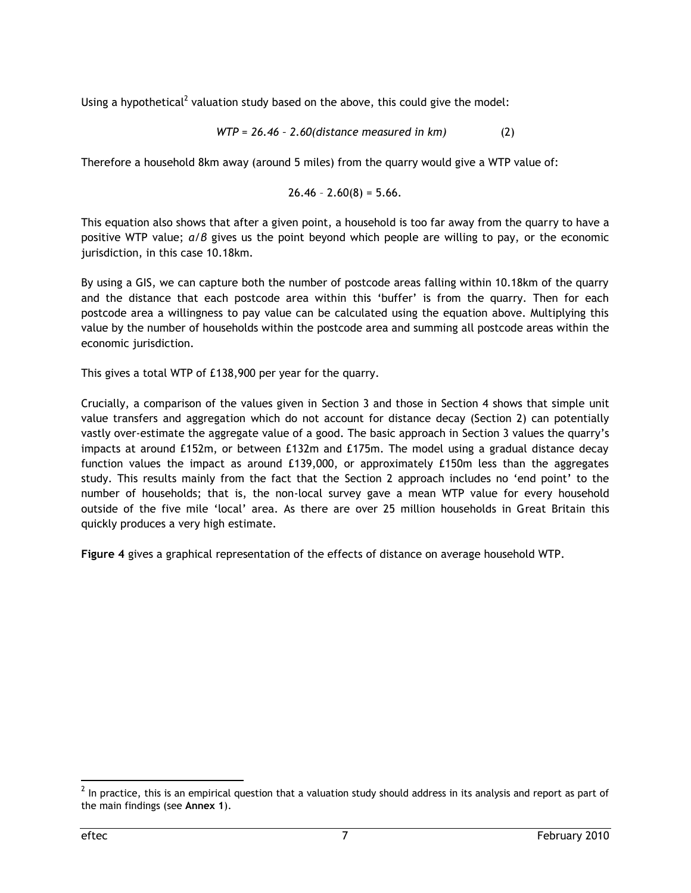Using a hypothetical[2] valuation study based on the above, this could give the model:

$$WTP = 26.46 - 2.60(\text{distance measured in km}) \qquad (2)$$

Therefore a household 8km away (around 5 miles) from the quarry would give a WTP value of:

$$26.46 - 2.60(8) = 5.66.$$

This equation also shows that after a given point, a household is too far away from the quarry to have a positive WTP value; $\alpha/\beta$ gives us the point beyond which people are willing to pay, or the economic jurisdiction, in this case 10.18km.

By using a GIS, we can capture both the number of postcode areas falling within 10.18km of the quarry and the distance that each postcode area within this 'buffer' is from the quarry. Then for each postcode area a willingness to pay value can be calculated using the equation above. Multiplying this value by the number of households within the postcode area and summing all postcode areas within the economic jurisdiction.

This gives a total WTP of £138,900 per year for the quarry.

Crucially, a comparison of the values given in Section 3 and those in Section 4 shows that simple unit value transfers and aggregation which do not account for distance decay (Section 2) can potentially vastly over-estimate the aggregate value of a good. The basic approach in Section 3 values the quarry's impacts at around £152m, or between £132m and £175m. The model using a gradual distance decay function values the impact as around £139,000, or approximately £150m less than the aggregates study. This results mainly from the fact that the Section 2 approach includes no 'end point' to the number of households; that is, the non-local survey gave a mean WTP value for every household outside of the five mile 'local' area. As there are over 25 million households in Great Britain this quickly produces a very high estimate.

**Figure 4** gives a graphical representation of the effects of distance on average household WTP.

[2] In practice, this is an empirical question that a valuation study should address in its analysis and report as part of the main findings (see **Annex 1**).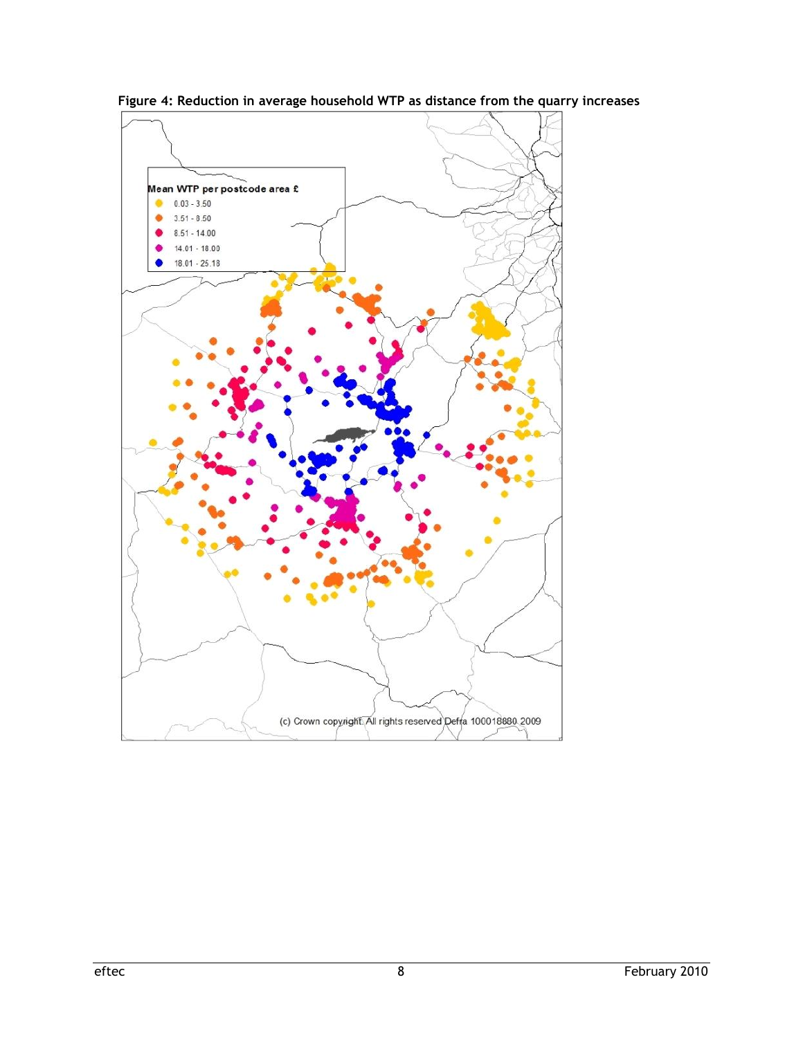**Figure 4: Reduction in average household WTP as distance from the quarry increases**

Mean WTP per postcode area £

- 0.03 - 3.50
- 3.51 - 8.50
- 8.51 - 14.00
- 14.01 - 18.00
- 18.01 - 25.18

(c) Crown copyright. All rights reserved Defra 100018880 2009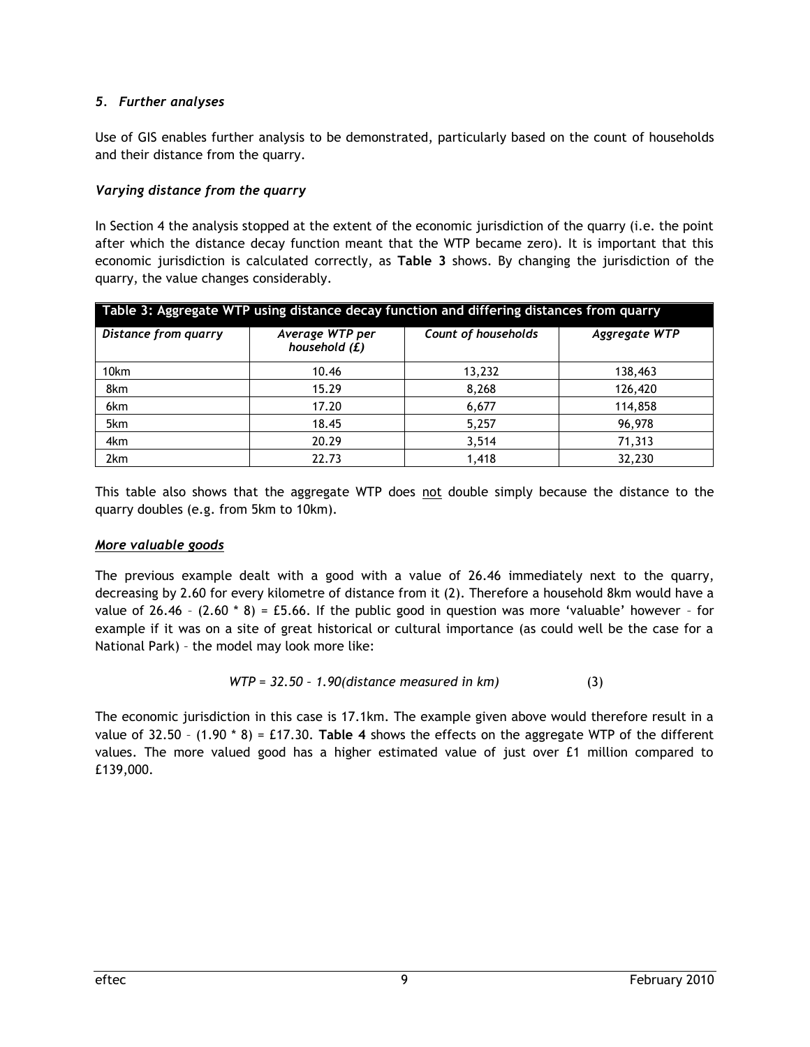## *5. Further analyses*

Use of GIS enables further analysis to be demonstrated, particularly based on the count of households and their distance from the quarry.

### *Varying distance from the quarry*

In Section 4 the analysis stopped at the extent of the economic jurisdiction of the quarry (i.e. the point after which the distance decay function meant that the WTP became zero). It is important that this economic jurisdiction is calculated correctly, as **Table 3** shows. By changing the jurisdiction of the quarry, the value changes considerably.

**Table 3: Aggregate WTP using distance decay function and differing distances from quarry**

| *Distance from quarry* | *Average WTP per household (£)* | *Count of households* | *Aggregate WTP* |
|---|---|---|---|
| 10km | 10.46 | 13,232 | 138,463 |
| 8km | 15.29 | 8,268 | 126,420 |
| 6km | 17.20 | 6,677 | 114,858 |
| 5km | 18.45 | 5,257 | 96,978 |
| 4km | 20.29 | 3,514 | 71,313 |
| 2km | 22.73 | 1,418 | 32,230 |

This table also shows that the aggregate WTP does not double simply because the distance to the quarry doubles (e.g. from 5km to 10km).

### ***More valuable goods***

The previous example dealt with a good with a value of 26.46 immediately next to the quarry, decreasing by 2.60 for every kilometre of distance from it (2). Therefore a household 8km would have a value of 26.46 – (2.60 * 8) = £5.66. If the public good in question was more 'valuable' however – for example if it was on a site of great historical or cultural importance (as could well be the case for a National Park) – the model may look more like:

$$WTP = 32.50 - 1.90(\text{distance measured in km}) \qquad (3)$$

The economic jurisdiction in this case is 17.1km. The example given above would therefore result in a value of 32.50 – (1.90 * 8) = £17.30. **Table 4** shows the effects on the aggregate WTP of the different values. The more valued good has a higher estimated value of just over £1 million compared to £139,000.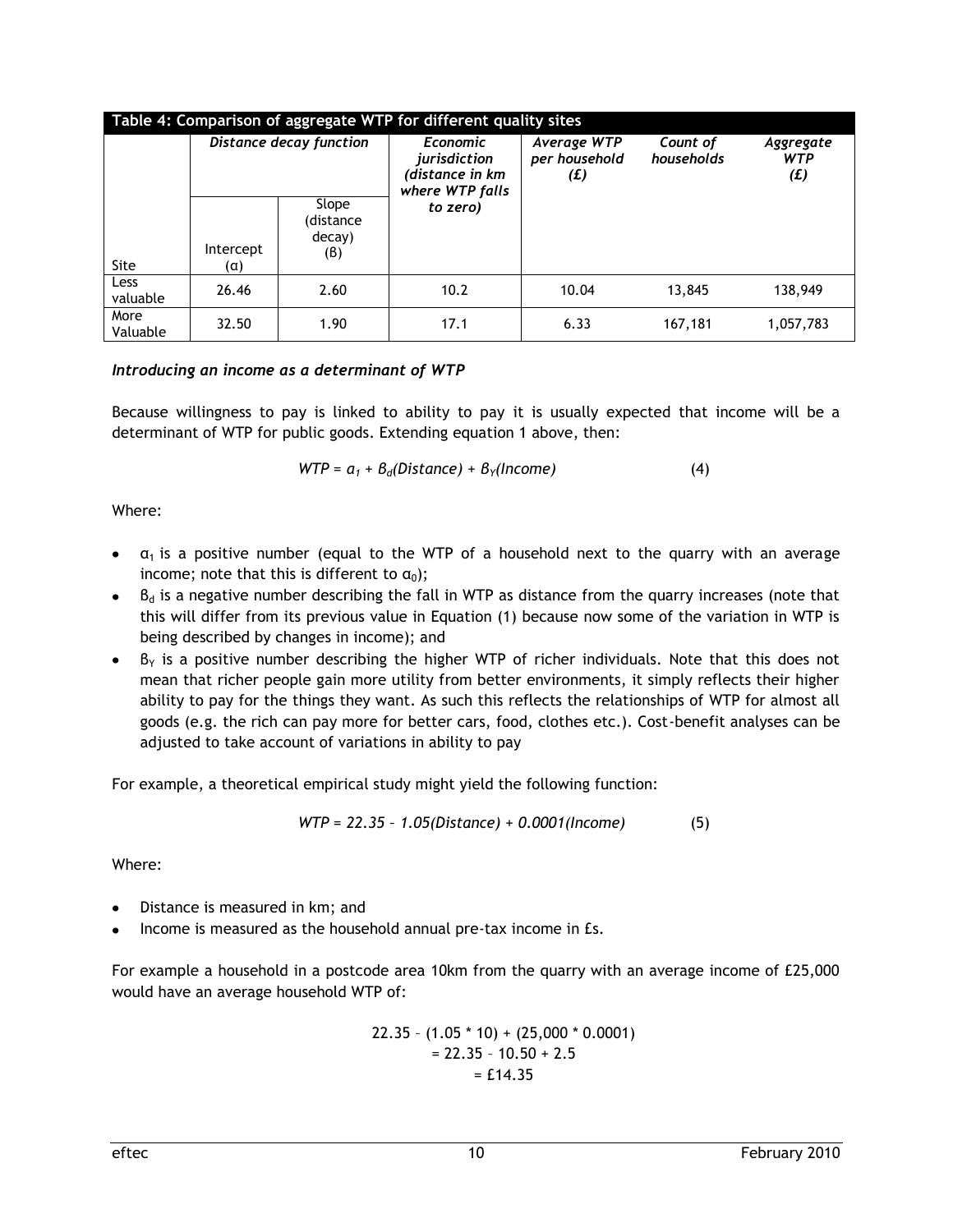**Table 4: Comparison of aggregate WTP for different quality sites**

| Site | *Distance decay function* | | *Economic jurisdiction (distance in km where WTP falls to zero)* | *Average WTP per household (£)* | *Count of households* | *Aggregate WTP (£)* |
|---|---|---|---|---|---|---|
| | Intercept ($\alpha$) | Slope (distance decay) ($\beta$) | | | | |
| Less valuable | 26.46 | 2.60 | 10.2 | 10.04 | 13,845 | 138,949 |
| More Valuable | 32.50 | 1.90 | 17.1 | 6.33 | 167,181 | 1,057,783 |

***Introducing an income as a determinant of WTP***

Because willingness to pay is linked to ability to pay it is usually expected that income will be a determinant of WTP for public goods. Extending equation 1 above, then:

$$WTP = \alpha_1 + \beta_d(Distance) + \beta_Y(Income) \qquad (4)$$

Where:

- $\alpha_1$ is a positive number (equal to the WTP of a household next to the quarry with an average income; note that this is different to $\alpha_0$);
- $\beta_d$ is a negative number describing the fall in WTP as distance from the quarry increases (note that this will differ from its previous value in Equation (1) because now some of the variation in WTP is being described by changes in income); and
- $\beta_Y$ is a positive number describing the higher WTP of richer individuals. Note that this does not mean that richer people gain more utility from better environments, it simply reflects their higher ability to pay for the things they want. As such this reflects the relationships of WTP for almost all goods (e.g. the rich can pay more for better cars, food, clothes etc.). Cost-benefit analyses can be adjusted to take account of variations in ability to pay

For example, a theoretical empirical study might yield the following function:

$$WTP = 22.35 - 1.05(Distance) + 0.0001(Income) \qquad (5)$$

Where:

- Distance is measured in km; and
- Income is measured as the household annual pre-tax income in £s.

For example a household in a postcode area 10km from the quarry with an average income of £25,000 would have an average household WTP of:

$$\begin{aligned} &22.35 - (1.05 * 10) + (25{,}000 * 0.0001) \\ &= 22.35 - 10.50 + 2.5 \\ &= £14.35 \end{aligned}$$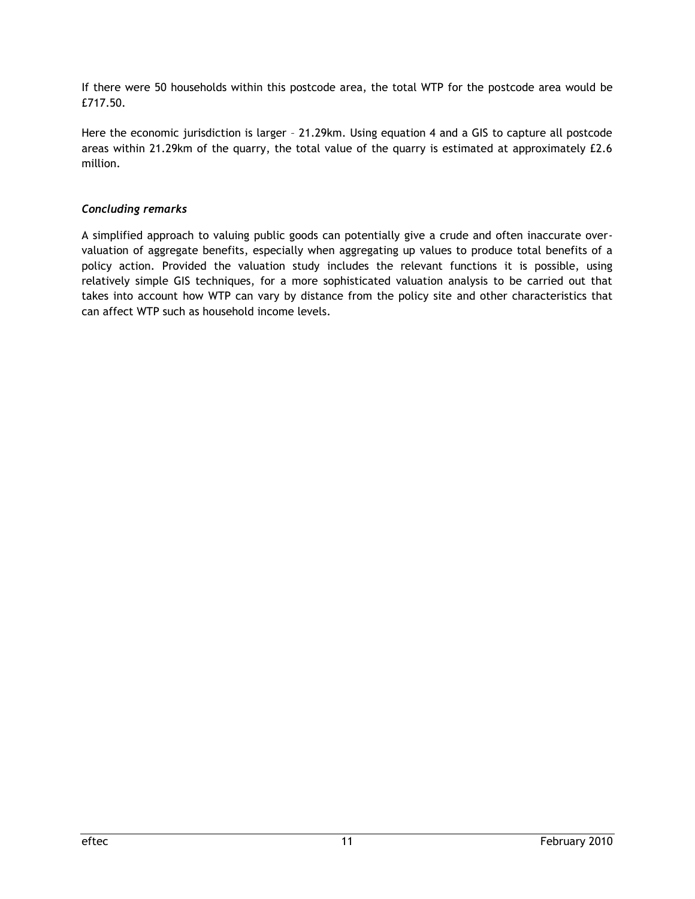If there were 50 households within this postcode area, the total WTP for the postcode area would be £717.50.

Here the economic jurisdiction is larger – 21.29km. Using equation 4 and a GIS to capture all postcode areas within 21.29km of the quarry, the total value of the quarry is estimated at approximately £2.6 million.

### *Concluding remarks*

A simplified approach to valuing public goods can potentially give a crude and often inaccurate over-valuation of aggregate benefits, especially when aggregating up values to produce total benefits of a policy action. Provided the valuation study includes the relevant functions it is possible, using relatively simple GIS techniques, for a more sophisticated valuation analysis to be carried out that takes into account how WTP can vary by distance from the policy site and other characteristics that can affect WTP such as household income levels.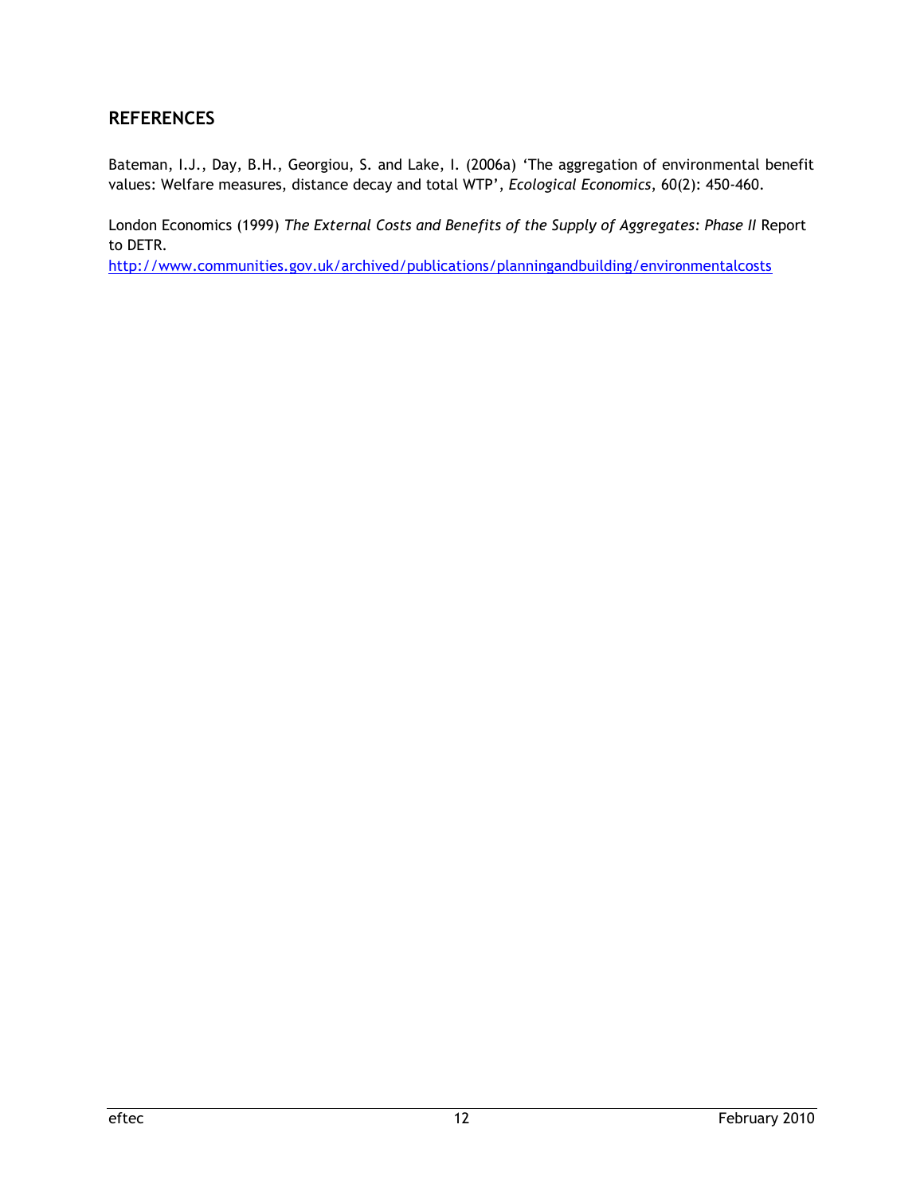## REFERENCES

Bateman, I.J., Day, B.H., Georgiou, S. and Lake, I. (2006a) 'The aggregation of environmental benefit values: Welfare measures, distance decay and total WTP', *Ecological Economics*, 60(2): 450-460.

London Economics (1999) *The External Costs and Benefits of the Supply of Aggregates: Phase II* Report to DETR.
http://www.communities.gov.uk/archived/publications/planningandbuilding/environmentalcosts